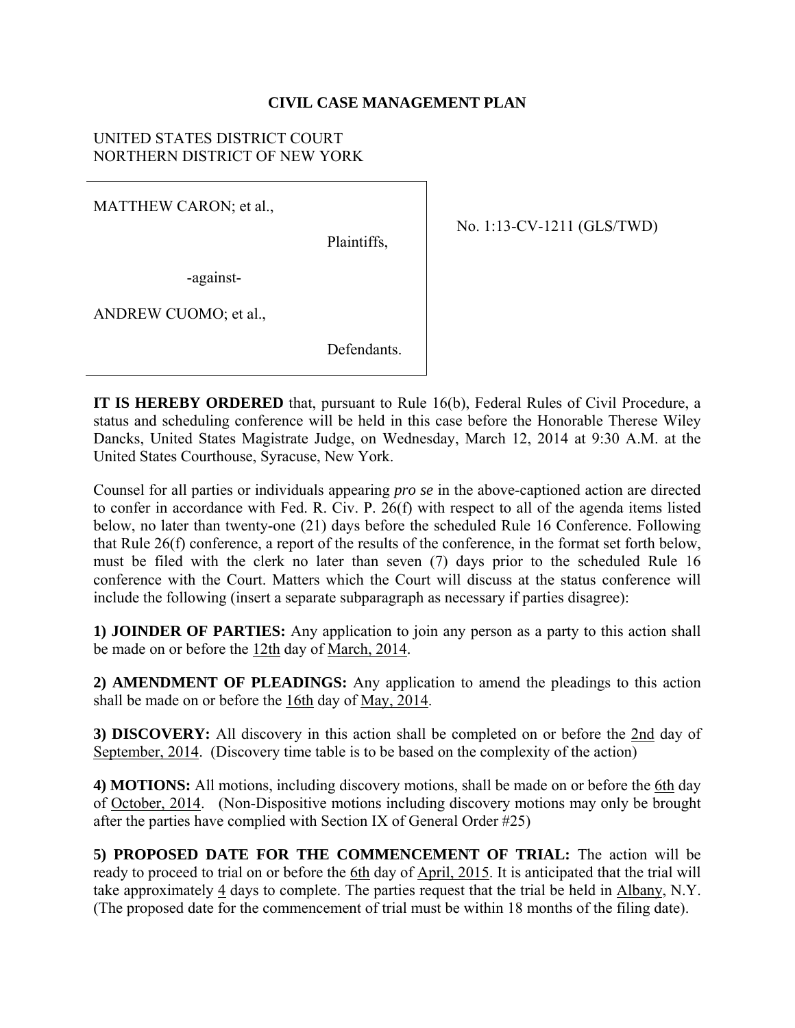# CIVIL CASE MANAGEMENT PLAN

UNITED STATES DISTRICT COURT
NORTHERN DISTRICT OF NEW YORK

| | |
|---|---|
| MATTHEW CARON; et al.,<br><br>Plaintiffs,<br><br>-against-<br><br>ANDREW CUOMO; et al.,<br><br>Defendants. | No. 1:13-CV-1211 (GLS/TWD) |

**IT IS HEREBY ORDERED** that, pursuant to Rule 16(b), Federal Rules of Civil Procedure, a status and scheduling conference will be held in this case before the Honorable Therese Wiley Dancks, United States Magistrate Judge, on Wednesday, March 12, 2014 at 9:30 A.M. at the United States Courthouse, Syracuse, New York.

Counsel for all parties or individuals appearing *pro se* in the above-captioned action are directed to confer in accordance with Fed. R. Civ. P. 26(f) with respect to all of the agenda items listed below, no later than twenty-one (21) days before the scheduled Rule 16 Conference. Following that Rule 26(f) conference, a report of the results of the conference, in the format set forth below, must be filed with the clerk no later than seven (7) days prior to the scheduled Rule 16 conference with the Court. Matters which the Court will discuss at the status conference will include the following (insert a separate subparagraph as necessary if parties disagree):

**1) JOINDER OF PARTIES:** Any application to join any person as a party to this action shall be made on or before the 12th day of March, 2014.

**2) AMENDMENT OF PLEADINGS:** Any application to amend the pleadings to this action shall be made on or before the 16th day of May, 2014.

**3) DISCOVERY:** All discovery in this action shall be completed on or before the 2nd day of September, 2014. (Discovery time table is to be based on the complexity of the action)

**4) MOTIONS:** All motions, including discovery motions, shall be made on or before the 6th day of October, 2014. (Non-Dispositive motions including discovery motions may only be brought after the parties have complied with Section IX of General Order #25)

**5) PROPOSED DATE FOR THE COMMENCEMENT OF TRIAL:** The action will be ready to proceed to trial on or before the 6th day of April, 2015. It is anticipated that the trial will take approximately 4 days to complete. The parties request that the trial be held in Albany, N.Y. (The proposed date for the commencement of trial must be within 18 months of the filing date).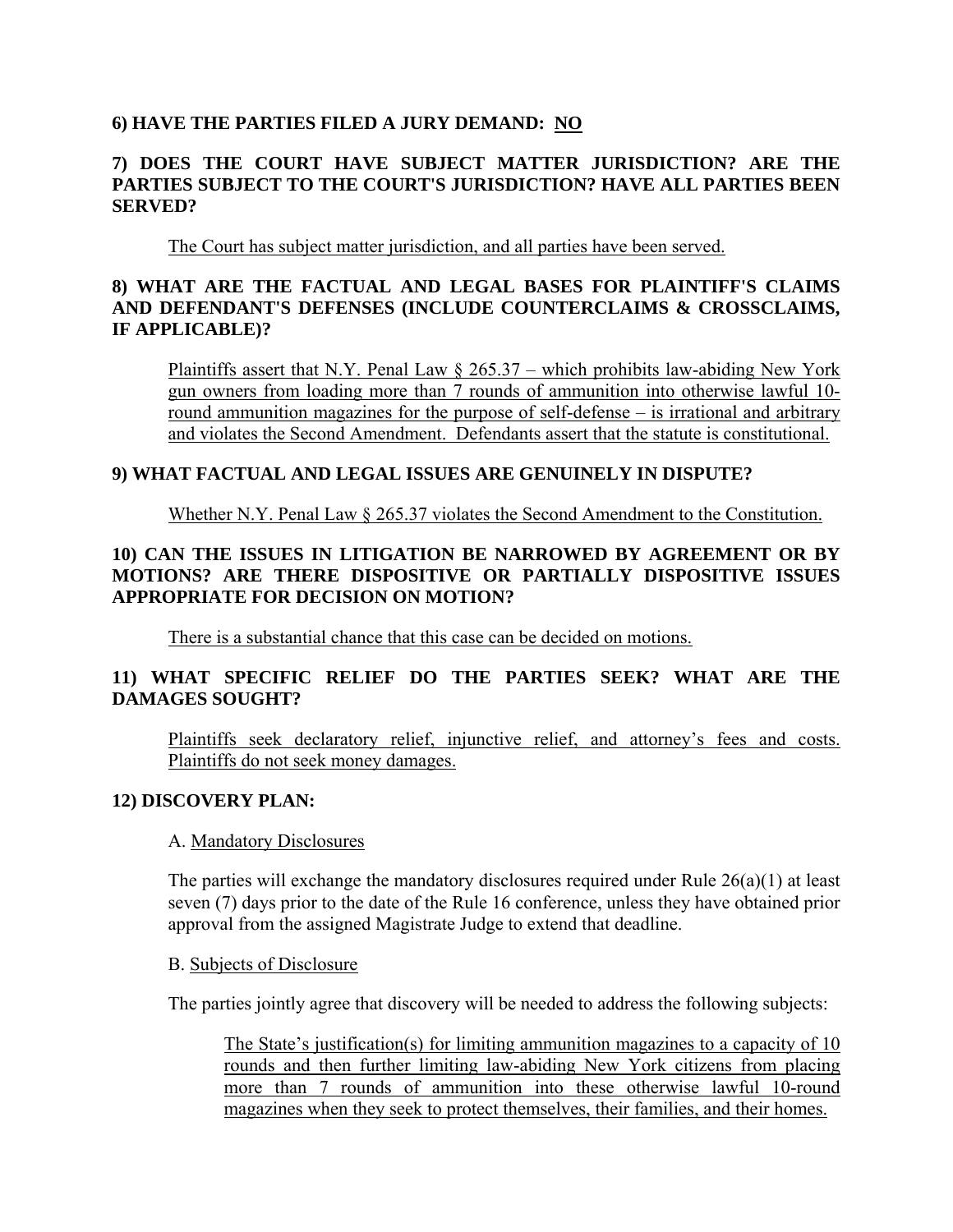**6) HAVE THE PARTIES FILED A JURY DEMAND: NO**

**7) DOES THE COURT HAVE SUBJECT MATTER JURISDICTION? ARE THE PARTIES SUBJECT TO THE COURT'S JURISDICTION? HAVE ALL PARTIES BEEN SERVED?**

The Court has subject matter jurisdiction, and all parties have been served.

**8) WHAT ARE THE FACTUAL AND LEGAL BASES FOR PLAINTIFF'S CLAIMS AND DEFENDANT'S DEFENSES (INCLUDE COUNTERCLAIMS & CROSSCLAIMS, IF APPLICABLE)?**

Plaintiffs assert that N.Y. Penal Law § 265.37 – which prohibits law-abiding New York gun owners from loading more than 7 rounds of ammunition into otherwise lawful 10-round ammunition magazines for the purpose of self-defense – is irrational and arbitrary and violates the Second Amendment. Defendants assert that the statute is constitutional.

**9) WHAT FACTUAL AND LEGAL ISSUES ARE GENUINELY IN DISPUTE?**

Whether N.Y. Penal Law § 265.37 violates the Second Amendment to the Constitution.

**10) CAN THE ISSUES IN LITIGATION BE NARROWED BY AGREEMENT OR BY MOTIONS? ARE THERE DISPOSITIVE OR PARTIALLY DISPOSITIVE ISSUES APPROPRIATE FOR DECISION ON MOTION?**

There is a substantial chance that this case can be decided on motions.

**11) WHAT SPECIFIC RELIEF DO THE PARTIES SEEK? WHAT ARE THE DAMAGES SOUGHT?**

Plaintiffs seek declaratory relief, injunctive relief, and attorney's fees and costs. Plaintiffs do not seek money damages.

**12) DISCOVERY PLAN:**

A. Mandatory Disclosures

The parties will exchange the mandatory disclosures required under Rule 26(a)(1) at least seven (7) days prior to the date of the Rule 16 conference, unless they have obtained prior approval from the assigned Magistrate Judge to extend that deadline.

B. Subjects of Disclosure

The parties jointly agree that discovery will be needed to address the following subjects:

The State's justification(s) for limiting ammunition magazines to a capacity of 10 rounds and then further limiting law-abiding New York citizens from placing more than 7 rounds of ammunition into these otherwise lawful 10-round magazines when they seek to protect themselves, their families, and their homes.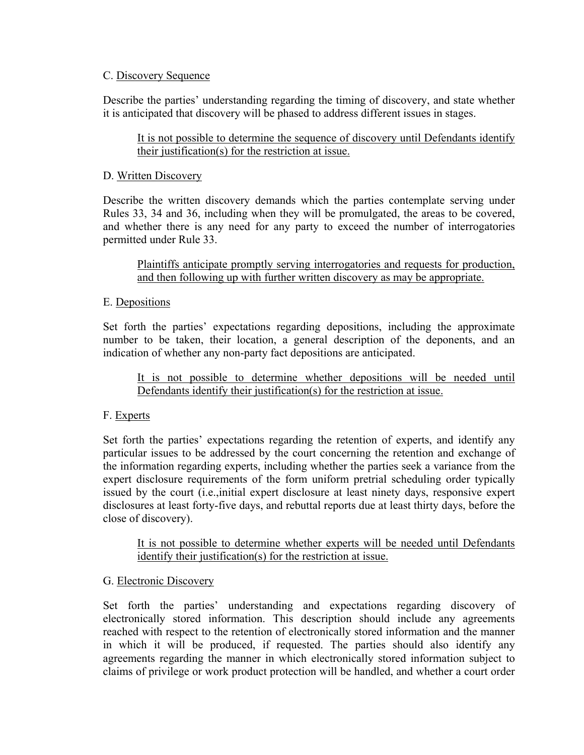C. Discovery Sequence

Describe the parties' understanding regarding the timing of discovery, and state whether it is anticipated that discovery will be phased to address different issues in stages.

> It is not possible to determine the sequence of discovery until Defendants identify their justification(s) for the restriction at issue.

D. Written Discovery

Describe the written discovery demands which the parties contemplate serving under Rules 33, 34 and 36, including when they will be promulgated, the areas to be covered, and whether there is any need for any party to exceed the number of interrogatories permitted under Rule 33.

> Plaintiffs anticipate promptly serving interrogatories and requests for production, and then following up with further written discovery as may be appropriate.

E. Depositions

Set forth the parties' expectations regarding depositions, including the approximate number to be taken, their location, a general description of the deponents, and an indication of whether any non-party fact depositions are anticipated.

> It is not possible to determine whether depositions will be needed until Defendants identify their justification(s) for the restriction at issue.

F. Experts

Set forth the parties' expectations regarding the retention of experts, and identify any particular issues to be addressed by the court concerning the retention and exchange of the information regarding experts, including whether the parties seek a variance from the expert disclosure requirements of the form uniform pretrial scheduling order typically issued by the court (i.e.,initial expert disclosure at least ninety days, responsive expert disclosures at least forty-five days, and rebuttal reports due at least thirty days, before the close of discovery).

> It is not possible to determine whether experts will be needed until Defendants identify their justification(s) for the restriction at issue.

G. Electronic Discovery

Set forth the parties' understanding and expectations regarding discovery of electronically stored information. This description should include any agreements reached with respect to the retention of electronically stored information and the manner in which it will be produced, if requested. The parties should also identify any agreements regarding the manner in which electronically stored information subject to claims of privilege or work product protection will be handled, and whether a court order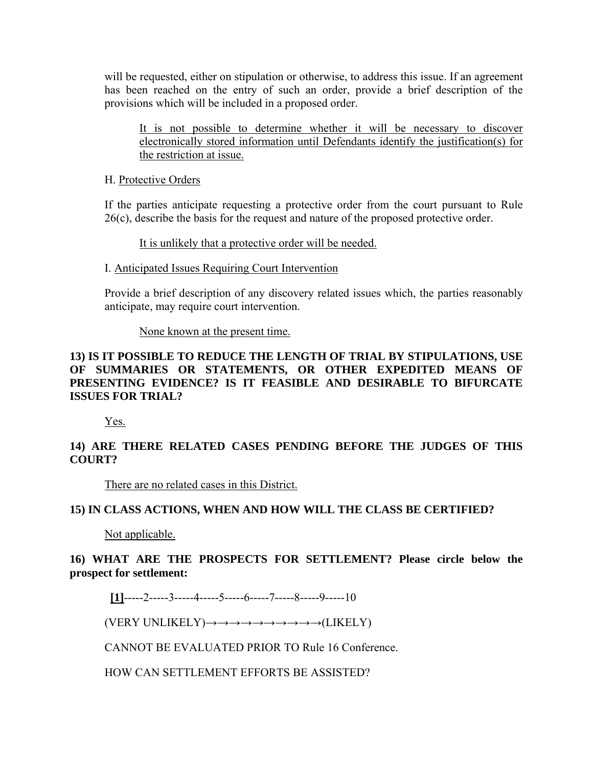will be requested, either on stipulation or otherwise, to address this issue. If an agreement has been reached on the entry of such an order, provide a brief description of the provisions which will be included in a proposed order.

It is not possible to determine whether it will be necessary to discover electronically stored information until Defendants identify the justification(s) for the restriction at issue.

H. Protective Orders

If the parties anticipate requesting a protective order from the court pursuant to Rule 26(c), describe the basis for the request and nature of the proposed protective order.

It is unlikely that a protective order will be needed.

I. Anticipated Issues Requiring Court Intervention

Provide a brief description of any discovery related issues which, the parties reasonably anticipate, may require court intervention.

None known at the present time.

**13) IS IT POSSIBLE TO REDUCE THE LENGTH OF TRIAL BY STIPULATIONS, USE OF SUMMARIES OR STATEMENTS, OR OTHER EXPEDITED MEANS OF PRESENTING EVIDENCE? IS IT FEASIBLE AND DESIRABLE TO BIFURCATE ISSUES FOR TRIAL?**

Yes.

**14) ARE THERE RELATED CASES PENDING BEFORE THE JUDGES OF THIS COURT?**

There are no related cases in this District.

**15) IN CLASS ACTIONS, WHEN AND HOW WILL THE CLASS BE CERTIFIED?**

Not applicable.

**16) WHAT ARE THE PROSPECTS FOR SETTLEMENT? Please circle below the prospect for settlement:**

**[1]**-----2-----3-----4-----5-----6-----7-----8-----9-----10

(VERY UNLIKELY)→→→→→→→→→→→(LIKELY)

CANNOT BE EVALUATED PRIOR TO Rule 16 Conference.

HOW CAN SETTLEMENT EFFORTS BE ASSISTED?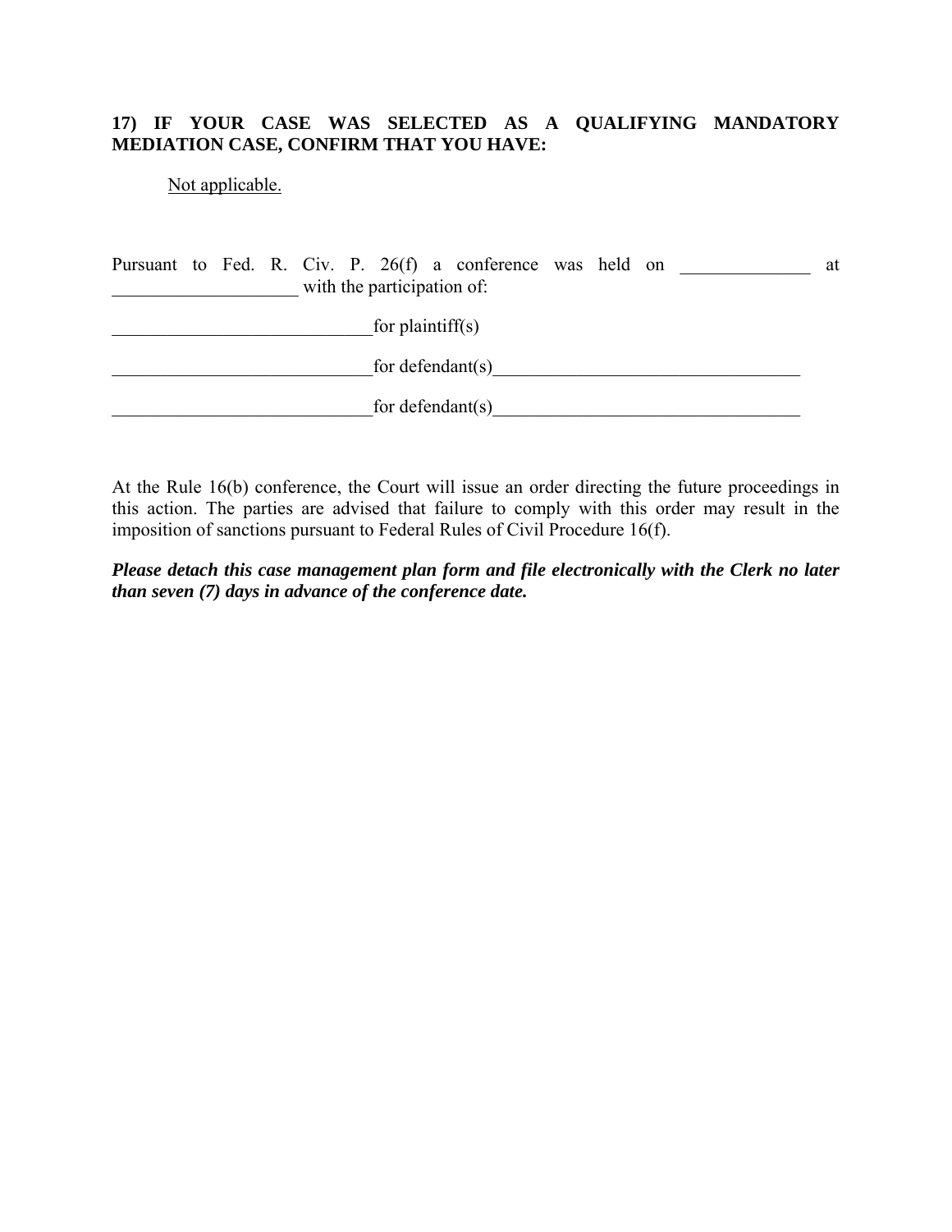**17) IF YOUR CASE WAS SELECTED AS A QUALIFYING MANDATORY MEDIATION CASE, CONFIRM THAT YOU HAVE:**

Not applicable.

Pursuant to Fed. R. Civ. P. 26(f) a conference was held on ______________ at ____________________ with the participation of:

____________________________for plaintiff(s)

____________________________for defendant(s)__________________________________

____________________________for defendant(s)__________________________________

At the Rule 16(b) conference, the Court will issue an order directing the future proceedings in this action. The parties are advised that failure to comply with this order may result in the imposition of sanctions pursuant to Federal Rules of Civil Procedure 16(f).

***Please detach this case management plan form and file electronically with the Clerk no later than seven (7) days in advance of the conference date.***